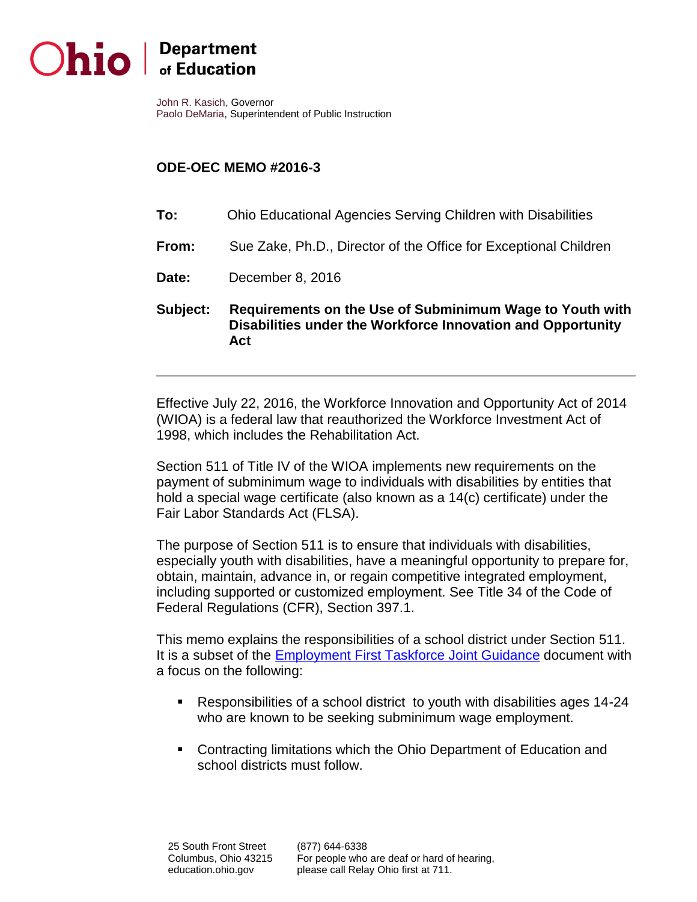Ohio | Department of Education

John R. Kasich, Governor
Paolo DeMaria, Superintendent of Public Instruction

**ODE-OEC MEMO #2016-3**

**To:** Ohio Educational Agencies Serving Children with Disabilities

**From:** Sue Zake, Ph.D., Director of the Office for Exceptional Children

**Date:** December 8, 2016

**Subject:** **Requirements on the Use of Subminimum Wage to Youth with Disabilities under the Workforce Innovation and Opportunity Act**

---

Effective July 22, 2016, the Workforce Innovation and Opportunity Act of 2014 (WIOA) is a federal law that reauthorized the Workforce Investment Act of 1998, which includes the Rehabilitation Act.

Section 511 of Title IV of the WIOA implements new requirements on the payment of subminimum wage to individuals with disabilities by entities that hold a special wage certificate (also known as a 14(c) certificate) under the Fair Labor Standards Act (FLSA).

The purpose of Section 511 is to ensure that individuals with disabilities, especially youth with disabilities, have a meaningful opportunity to prepare for, obtain, maintain, advance in, or regain competitive integrated employment, including supported or customized employment. See Title 34 of the Code of Federal Regulations (CFR), Section 397.1.

This memo explains the responsibilities of a school district under Section 511. It is a subset of the Employment First Taskforce Joint Guidance document with a focus on the following:

- Responsibilities of a school district to youth with disabilities ages 14-24 who are known to be seeking subminimum wage employment.
- Contracting limitations which the Ohio Department of Education and school districts must follow.

25 South Front Street
Columbus, Ohio 43215
education.ohio.gov

(877) 644-6338
For people who are deaf or hard of hearing, please call Relay Ohio first at 711.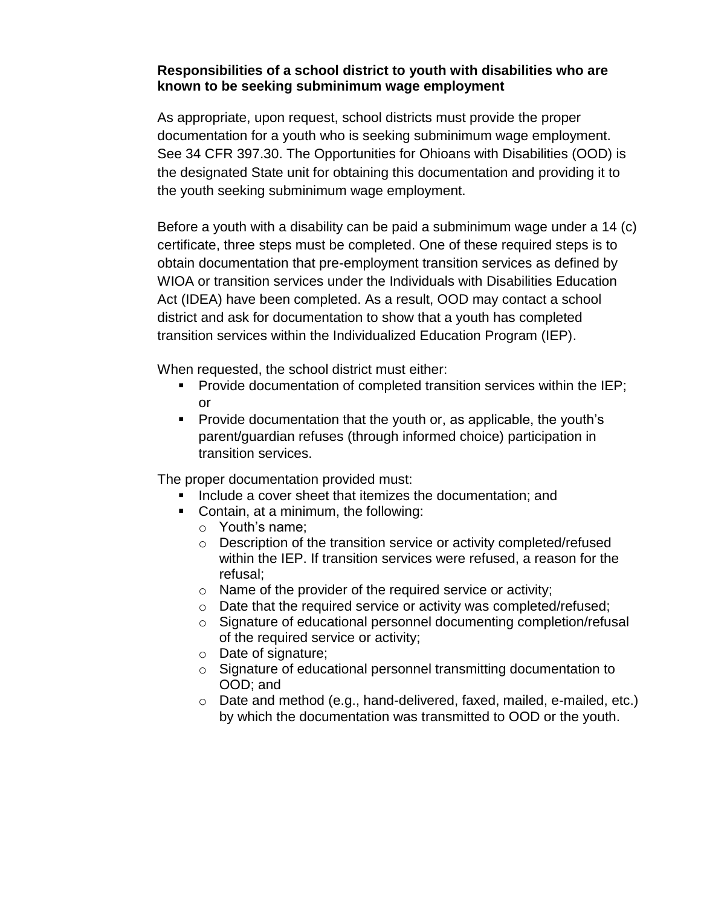**Responsibilities of a school district to youth with disabilities who are known to be seeking subminimum wage employment**

As appropriate, upon request, school districts must provide the proper documentation for a youth who is seeking subminimum wage employment. See 34 CFR 397.30. The Opportunities for Ohioans with Disabilities (OOD) is the designated State unit for obtaining this documentation and providing it to the youth seeking subminimum wage employment.

Before a youth with a disability can be paid a subminimum wage under a 14 (c) certificate, three steps must be completed. One of these required steps is to obtain documentation that pre-employment transition services as defined by WIOA or transition services under the Individuals with Disabilities Education Act (IDEA) have been completed. As a result, OOD may contact a school district and ask for documentation to show that a youth has completed transition services within the Individualized Education Program (IEP).

When requested, the school district must either:

- Provide documentation of completed transition services within the IEP; or
- Provide documentation that the youth or, as applicable, the youth's parent/guardian refuses (through informed choice) participation in transition services.

The proper documentation provided must:

- Include a cover sheet that itemizes the documentation; and
- Contain, at a minimum, the following:
  - Youth's name;
  - Description of the transition service or activity completed/refused within the IEP. If transition services were refused, a reason for the refusal;
  - Name of the provider of the required service or activity;
  - Date that the required service or activity was completed/refused;
  - Signature of educational personnel documenting completion/refusal of the required service or activity;
  - Date of signature;
  - Signature of educational personnel transmitting documentation to OOD; and
  - Date and method (e.g., hand-delivered, faxed, mailed, e-mailed, etc.) by which the documentation was transmitted to OOD or the youth.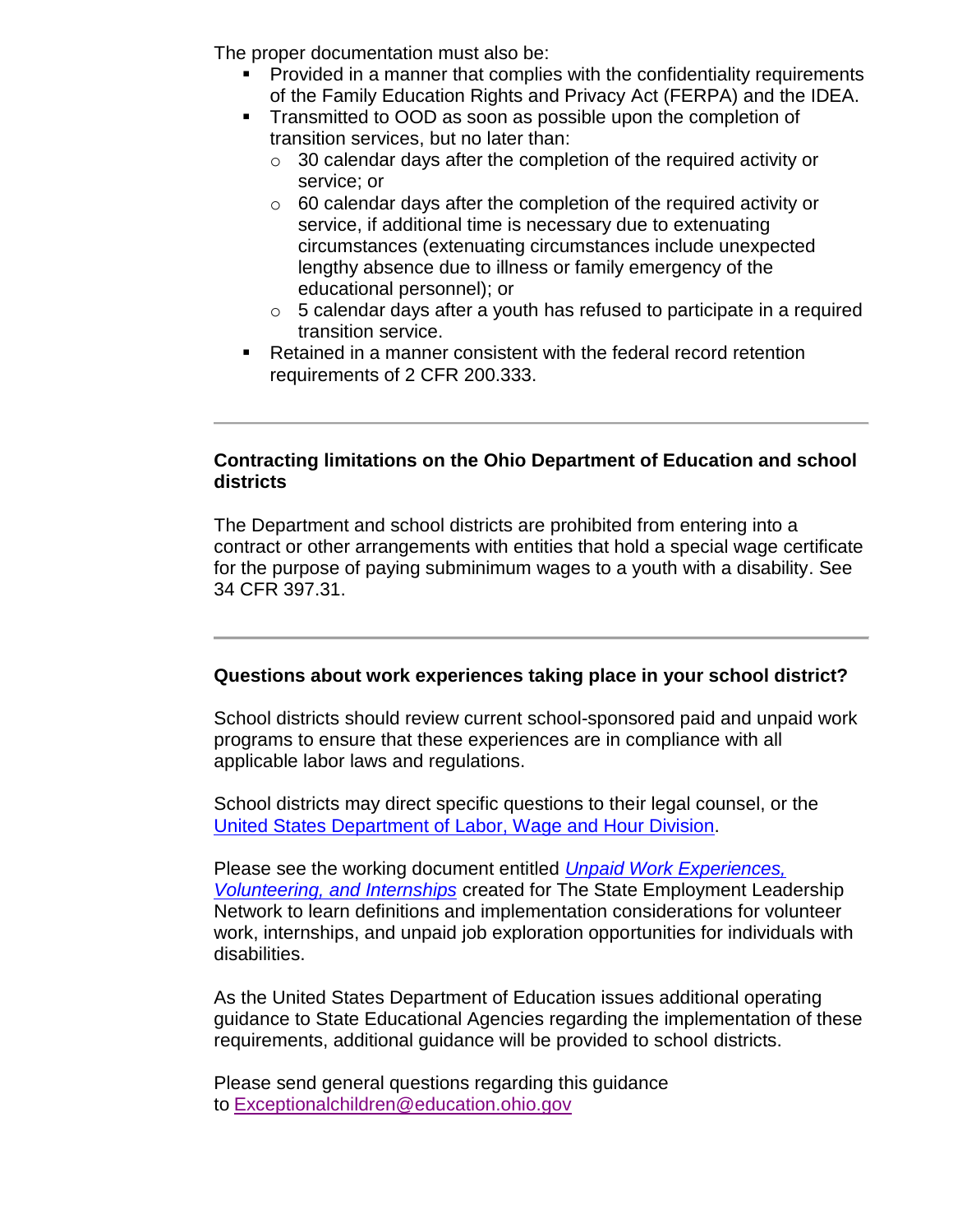The proper documentation must also be:

- Provided in a manner that complies with the confidentiality requirements of the Family Education Rights and Privacy Act (FERPA) and the IDEA.
- Transmitted to OOD as soon as possible upon the completion of transition services, but no later than:
  - 30 calendar days after the completion of the required activity or service; or
  - 60 calendar days after the completion of the required activity or service, if additional time is necessary due to extenuating circumstances (extenuating circumstances include unexpected lengthy absence due to illness or family emergency of the educational personnel); or
  - 5 calendar days after a youth has refused to participate in a required transition service.
- Retained in a manner consistent with the federal record retention requirements of 2 CFR 200.333.

---

**Contracting limitations on the Ohio Department of Education and school districts**

The Department and school districts are prohibited from entering into a contract or other arrangements with entities that hold a special wage certificate for the purpose of paying subminimum wages to a youth with a disability. See 34 CFR 397.31.

---

**Questions about work experiences taking place in your school district?**

School districts should review current school-sponsored paid and unpaid work programs to ensure that these experiences are in compliance with all applicable labor laws and regulations.

School districts may direct specific questions to their legal counsel, or the United States Department of Labor, Wage and Hour Division.

Please see the working document entitled *Unpaid Work Experiences, Volunteering, and Internships* created for The State Employment Leadership Network to learn definitions and implementation considerations for volunteer work, internships, and unpaid job exploration opportunities for individuals with disabilities.

As the United States Department of Education issues additional operating guidance to State Educational Agencies regarding the implementation of these requirements, additional guidance will be provided to school districts.

Please send general questions regarding this guidance to Exceptionalchildren@education.ohio.gov